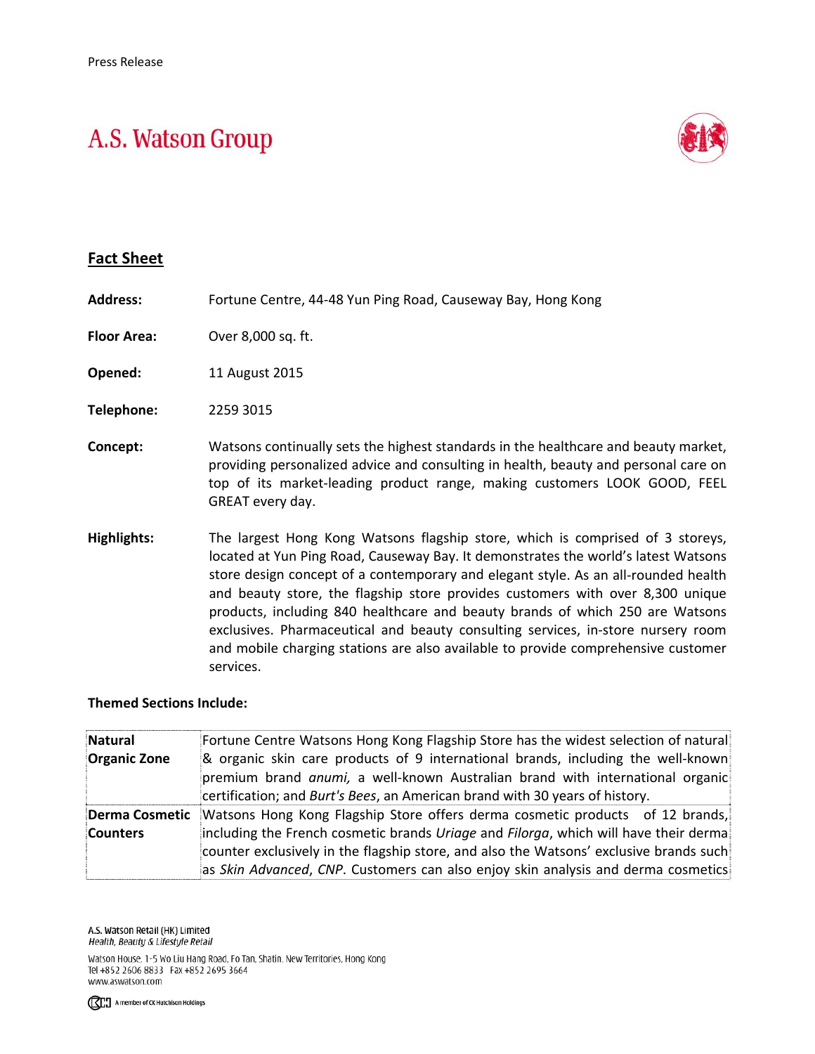Press Release

# A.S. Watson Group

## Fact Sheet

**Address:** Fortune Centre, 44-48 Yun Ping Road, Causeway Bay, Hong Kong

**Floor Area:** Over 8,000 sq. ft.

**Opened:** 11 August 2015

**Telephone:** 2259 3015

**Concept:** Watsons continually sets the highest standards in the healthcare and beauty market, providing personalized advice and consulting in health, beauty and personal care on top of its market-leading product range, making customers LOOK GOOD, FEEL GREAT every day.

**Highlights:** The largest Hong Kong Watsons flagship store, which is comprised of 3 storeys, located at Yun Ping Road, Causeway Bay. It demonstrates the world's latest Watsons store design concept of a contemporary and elegant style. As an all-rounded health and beauty store, the flagship store provides customers with over 8,300 unique products, including 840 healthcare and beauty brands of which 250 are Watsons exclusives. Pharmaceutical and beauty consulting services, in-store nursery room and mobile charging stations are also available to provide comprehensive customer services.

**Themed Sections Include:**

| | |
|---|---|
| **Natural Organic Zone** | Fortune Centre Watsons Hong Kong Flagship Store has the widest selection of natural & organic skin care products of 9 international brands, including the well-known premium brand *anumi,* a well-known Australian brand with international organic certification; and *Burt's Bees*, an American brand with 30 years of history. |
| **Derma Cosmetic Counters** | Watsons Hong Kong Flagship Store offers derma cosmetic products of 12 brands, including the French cosmetic brands *Uriage* and *Filorga*, which will have their derma counter exclusively in the flagship store, and also the Watsons' exclusive brands such as *Skin Advanced*, *CNP*. Customers can also enjoy skin analysis and derma cosmetics |

A.S. Watson Retail (HK) Limited
*Health, Beauty & Lifestyle Retail*

Watson House, 1-5 Wo Liu Hang Road, Fo Tan, Shatin, New Territories, Hong Kong
Tel +852 2606 8833 Fax +852 2695 3664
www.aswatson.com

A member of CK Hutchison Holdings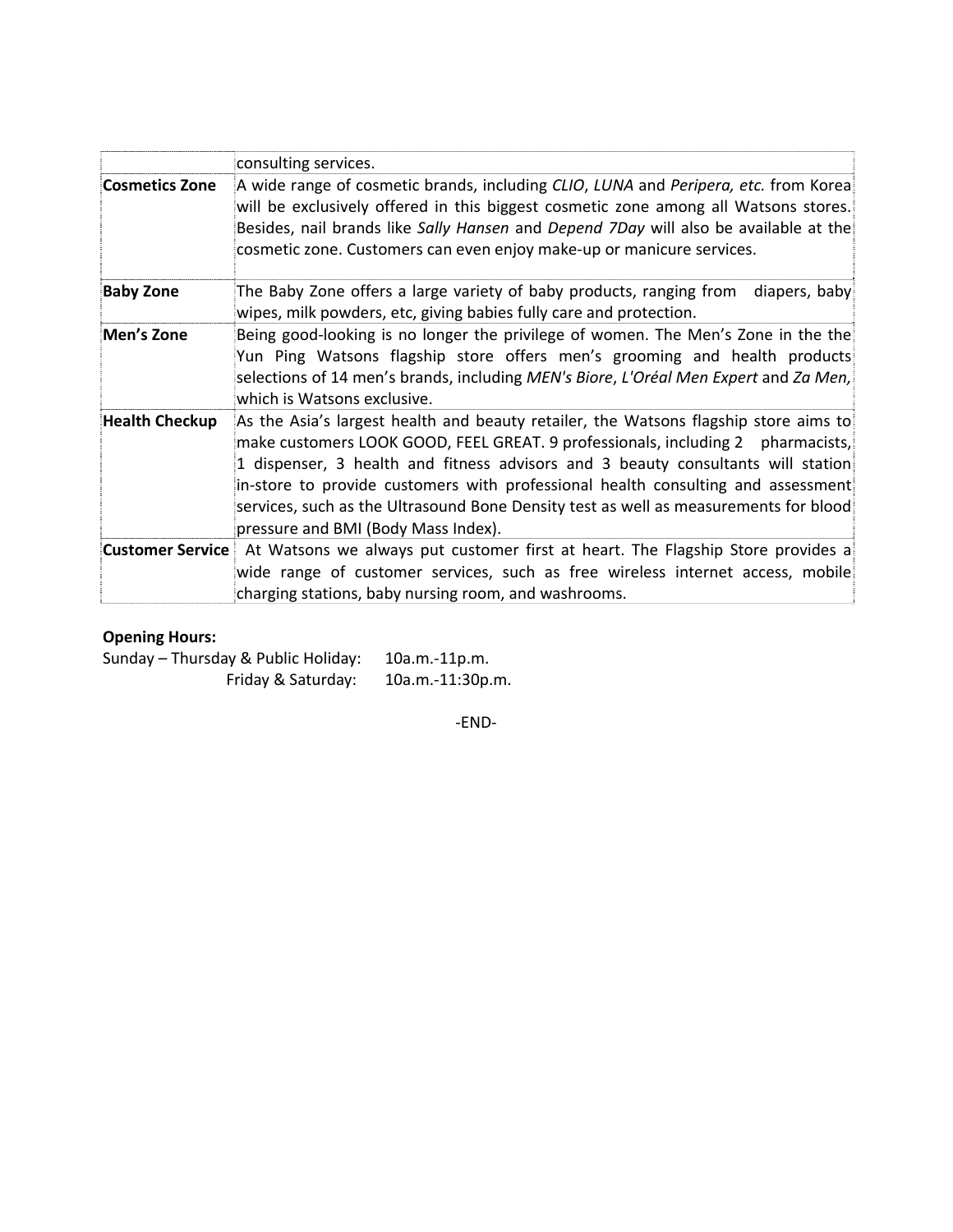| | |
|---|---|
| | consulting services. |
| **Cosmetics Zone** | A wide range of cosmetic brands, including *CLIO*, *LUNA* and *Peripera, etc.* from Korea will be exclusively offered in this biggest cosmetic zone among all Watsons stores. Besides, nail brands like *Sally Hansen* and *Depend 7Day* will also be available at the cosmetic zone. Customers can even enjoy make-up or manicure services. |
| **Baby Zone** | The Baby Zone offers a large variety of baby products, ranging from diapers, baby wipes, milk powders, etc, giving babies fully care and protection. |
| **Men's Zone** | Being good-looking is no longer the privilege of women. The Men's Zone in the the Yun Ping Watsons flagship store offers men's grooming and health products selections of 14 men's brands, including *MEN's Biore*, *L'Oréal Men Expert* and *Za Men,* which is Watsons exclusive. |
| **Health Checkup** | As the Asia's largest health and beauty retailer, the Watsons flagship store aims to make customers LOOK GOOD, FEEL GREAT. 9 professionals, including 2 pharmacists, 1 dispenser, 3 health and fitness advisors and 3 beauty consultants will station in-store to provide customers with professional health consulting and assessment services, such as the Ultrasound Bone Density test as well as measurements for blood pressure and BMI (Body Mass Index). |
| **Customer Service** | At Watsons we always put customer first at heart. The Flagship Store provides a wide range of customer services, such as free wireless internet access, mobile charging stations, baby nursing room, and washrooms. |

**Opening Hours:**

Sunday – Thursday & Public Holiday: 10a.m.-11p.m.

Friday & Saturday: 10a.m.-11:30p.m.

-END-